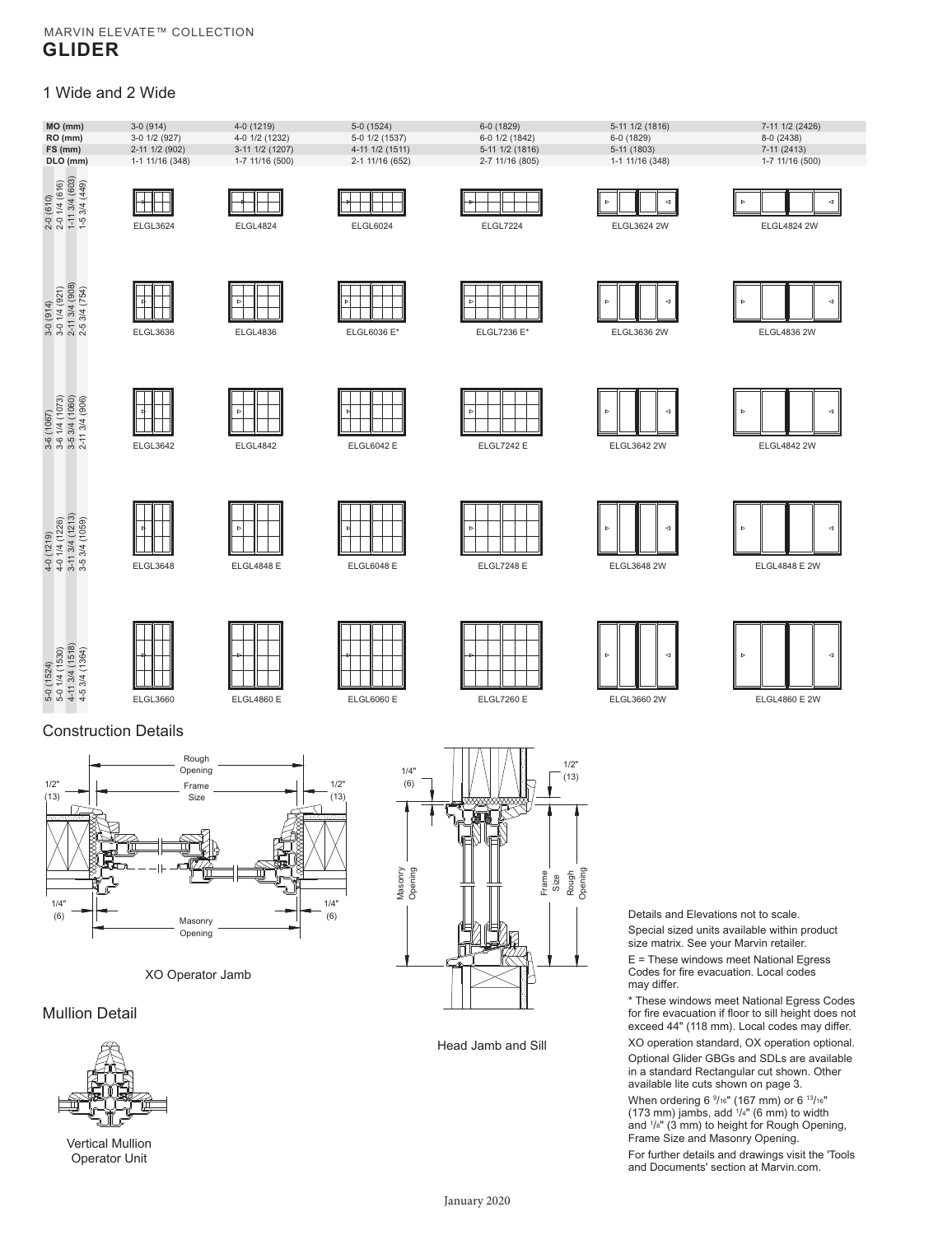MARVIN ELEVATE™ COLLECTION

# GLIDER

## 1 Wide and 2 Wide

| MO (mm) / RO (mm) / FS (mm) / DLO (mm) | 3-0 (914) / 3-0 1/2 (927) / 2-11 1/2 (902) / 1-1 11/16 (348) | 4-0 (1219) / 4-0 1/2 (1232) / 3-11 1/2 (1207) / 1-7 11/16 (500) | 5-0 (1524) / 5-0 1/2 (1537) / 4-11 1/2 (1511) / 2-1 11/16 (652) | 6-0 (1829) / 6-0 1/2 (1842) / 5-11 1/2 (1816) / 2-7 11/16 (805) | 5-11 1/2 (1816) / 6-0 (1829) / 5-11 (1803) / 1-1 11/16 (348) | 7-11 1/2 (2426) / 8-0 (2438) / 7-11 (2413) / 1-7 11/16 (500) |
|---|---|---|---|---|---|---|
| 2-0 (610) / 2-0 1/4 (616) / 1-11 3/4 (603) / 1-5 3/4 (449) | ELGL3624 | ELGL4824 | ELGL6024 | ELGL7224 | ELGL3624 2W | ELGL4824 2W |
| 3-0 (914) / 3-0 1/4 (921) / 2-11 3/4 (908) / 2-5 3/4 (754) | ELGL3636 | ELGL4836 | ELGL6036 E* | ELGL7236 E* | ELGL3636 2W | ELGL4836 2W |
| 3-6 (1067) / 3-6 1/4 (1073) / 3-5 3/4 (1060) / 2-11 3/4 (906) | ELGL3642 | ELGL4842 | ELGL6042 E | ELGL7242 E | ELGL3642 2W | ELGL4842 2W |
| 4-0 (1219) / 4-0 1/4 (1226) / 3-11 3/4 (1213) / 3-5 3/4 (1059) | ELGL3648 | ELGL4848 E | ELGL6048 E | ELGL7248 E | ELGL3648 2W | ELGL4848 E 2W |
| 5-0 (1524) / 5-0 1/4 (1530) / 4-11 3/4 (1518) / 4-5 3/4 (1364) | ELGL3660 | ELGL4860 E | ELGL6060 E | ELGL7260 E | ELGL3660 2W | ELGL4860 E 2W |

## Construction Details

Rough Opening · Frame Size · Masonry Opening · 1/2" (13) · 1/4" (6)

XO Operator Jamb

Head Jamb and Sill

## Mullion Detail

Vertical Mullion Operator Unit

Details and Elevations not to scale.

Special sized units available within product size matrix. See your Marvin retailer.

E = These windows meet National Egress Codes for fire evacuation. Local codes may differ.

* These windows meet National Egress Codes for fire evacuation if floor to sill height does not exceed 44" (118 mm). Local codes may differ.

XO operation standard, OX operation optional.

Optional Glider GBGs and SDLs are available in a standard Rectangular cut shown. Other available lite cuts shown on page 3.

When ordering 6 9/16" (167 mm) or 6 13/16" (173 mm) jambs, add 1/4" (6 mm) to width and 1/8" (3 mm) to height for Rough Opening, Frame Size and Masonry Opening.

For further details and drawings visit the 'Tools and Documents' section at Marvin.com.

January 2020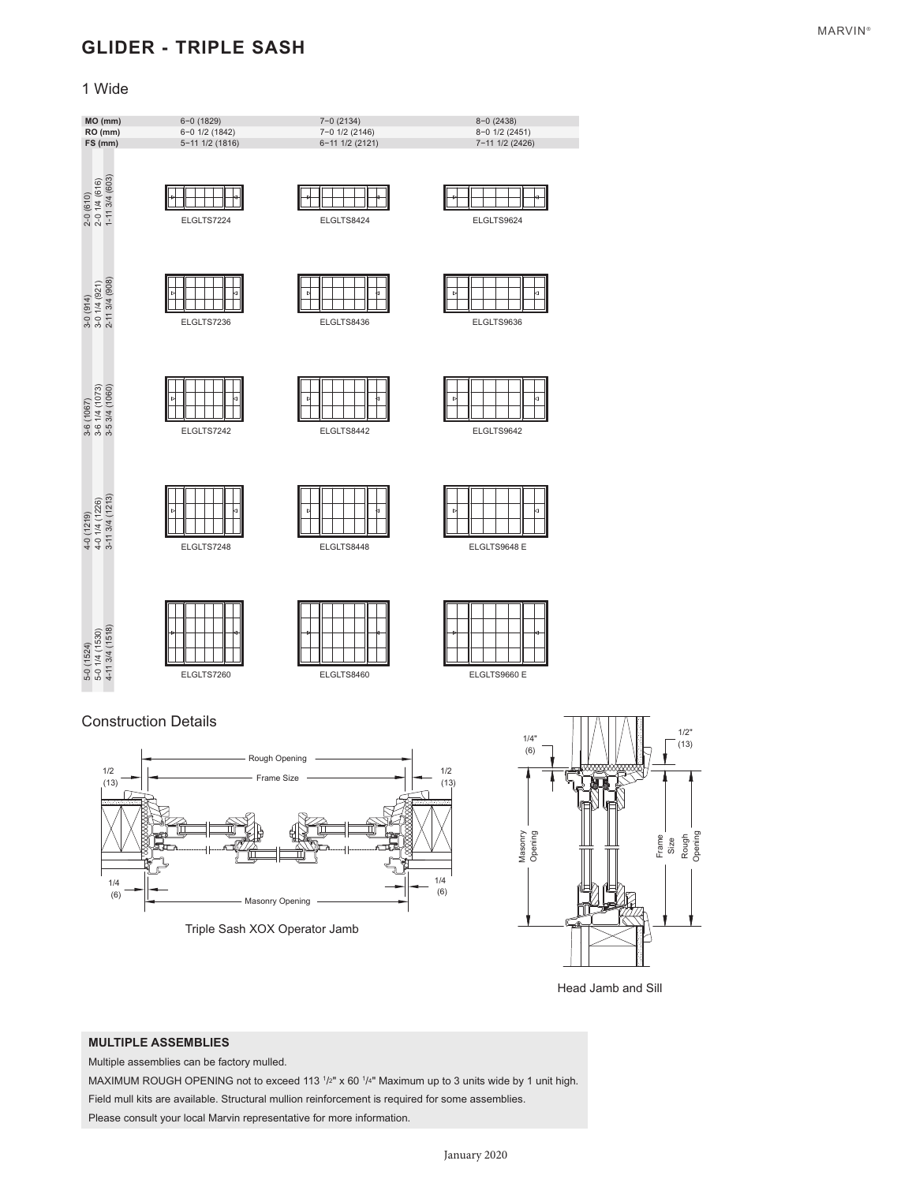## GLIDER - TRIPLE SASH

### 1 Wide

| MO (mm) / RO (mm) / FS (mm) | 6−0 (1829) / 6−0 1/2 (1842) / 5−11 1/2 (1816) | 7−0 (2134) / 7−0 1/2 (2146) / 6−11 1/2 (2121) | 8−0 (2438) / 8−0 1/2 (2451) / 7−11 1/2 (2426) |
|---|---|---|---|
| 2-0 (610) / 2-0 1/4 (616) / 1-11 3/4 (603) | ELGLTS7224 | ELGLTS8424 | ELGLTS9624 |
| 3-0 (914) / 3-0 1/4 (921) / 2-11 3/4 (908) | ELGLTS7236 | ELGLTS8436 | ELGLTS9636 |
| 3-6 (1067) / 3-6 1/4 (1073) / 3-5 3/4 (1060) | ELGLTS7242 | ELGLTS8442 | ELGLTS9642 |
| 4-0 (1219) / 4-0 1/4 (1226) / 3-11 3/4 (1213) | ELGLTS7248 | ELGLTS8448 | ELGLTS9648 E |
| 5-0 (1524) / 5-0 1/4 (1530) / 4-11 3/4 (1518) | ELGLTS7260 | ELGLTS8460 | ELGLTS9660 E |

### Construction Details

Rough Opening
Frame Size
1/2 (13)
1/2 (13)
1/4 (6)
1/4 (6)
Masonry Opening

Triple Sash XOX Operator Jamb

1/4" (6)
1/2" (13)
Masonry Opening
Frame Size
Rough Opening

Head Jamb and Sill

**MULTIPLE ASSEMBLIES**

Multiple assemblies can be factory mulled.

MAXIMUM ROUGH OPENING not to exceed 113 1/2" x 60 1/4" Maximum up to 3 units wide by 1 unit high.

Field mull kits are available. Structural mullion reinforcement is required for some assemblies.

Please consult your local Marvin representative for more information.

January 2020